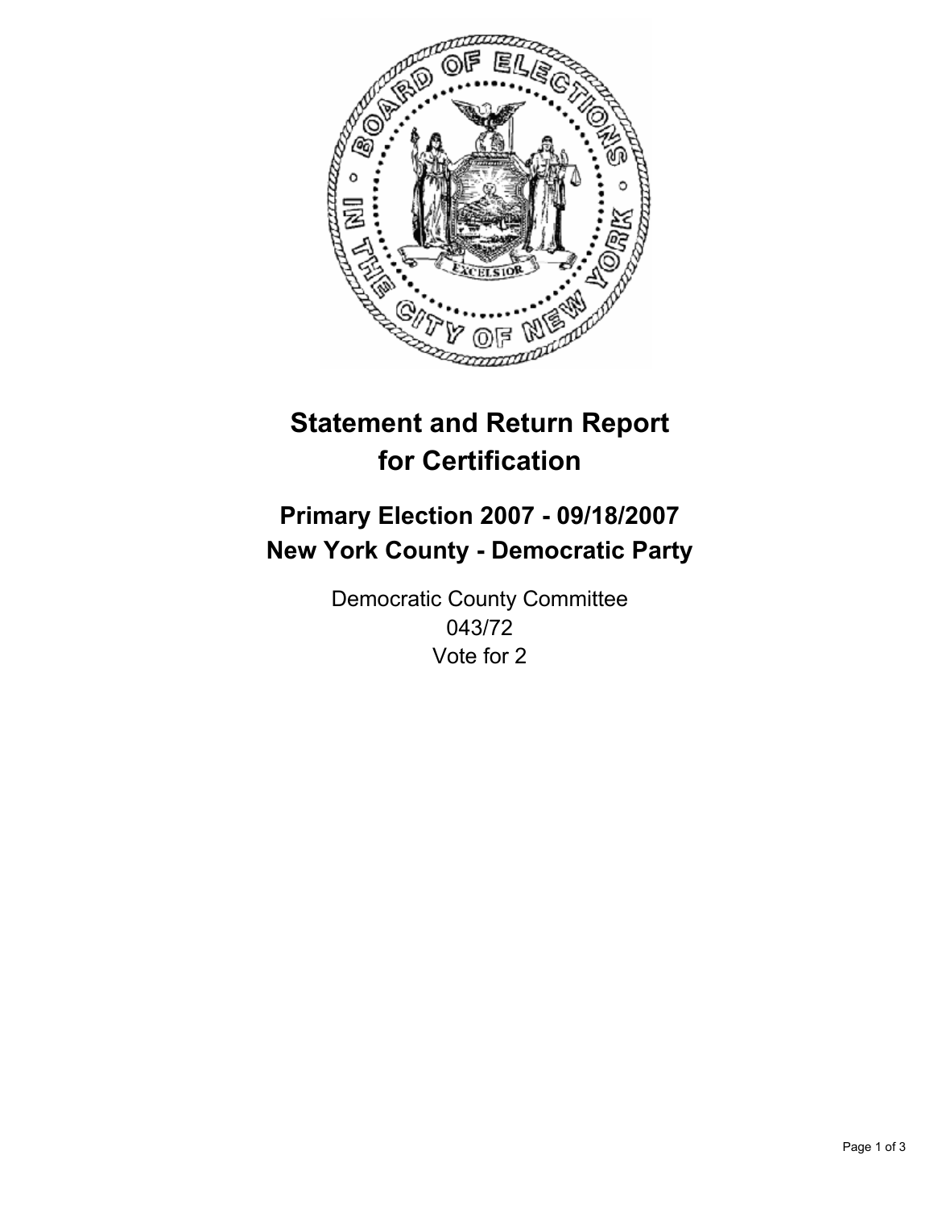# Statement and Return Report for Certification

## Primary Election 2007 - 09/18/2007
## New York County - Democratic Party

Democratic County Committee
043/72
Vote for 2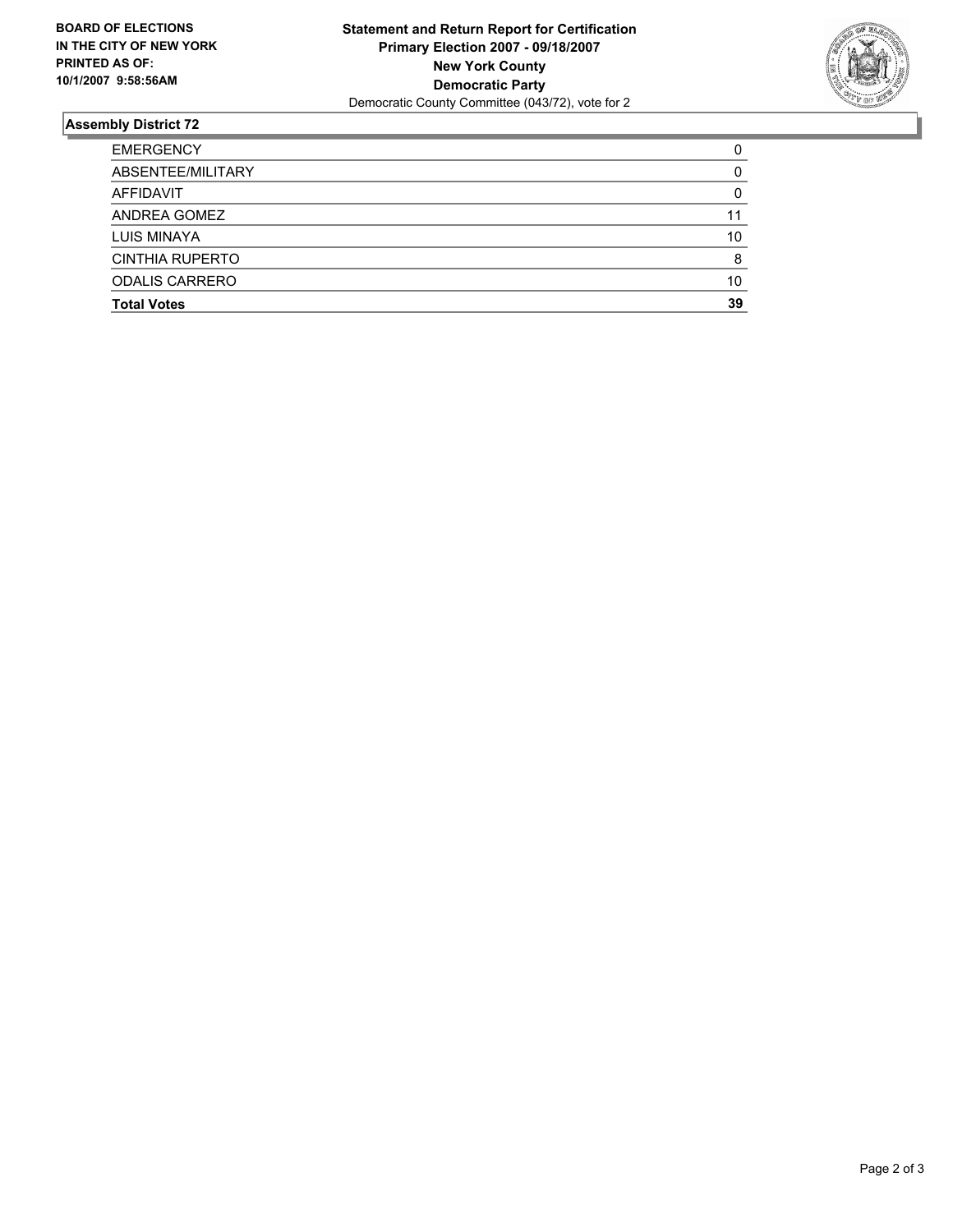**BOARD OF ELECTIONS IN THE CITY OF NEW YORK PRINTED AS OF: 10/1/2007 9:58:56AM**

**Statement and Return Report for Certification**
**Primary Election 2007 - 09/18/2007**
**New York County**
**Democratic Party**
Democratic County Committee (043/72), vote for 2

## Assembly District 72

| | |
|---|---|
| EMERGENCY | 0 |
| ABSENTEE/MILITARY | 0 |
| AFFIDAVIT | 0 |
| ANDREA GOMEZ | 11 |
| LUIS MINAYA | 10 |
| CINTHIA RUPERTO | 8 |
| ODALIS CARRERO | 10 |
| **Total Votes** | **39** |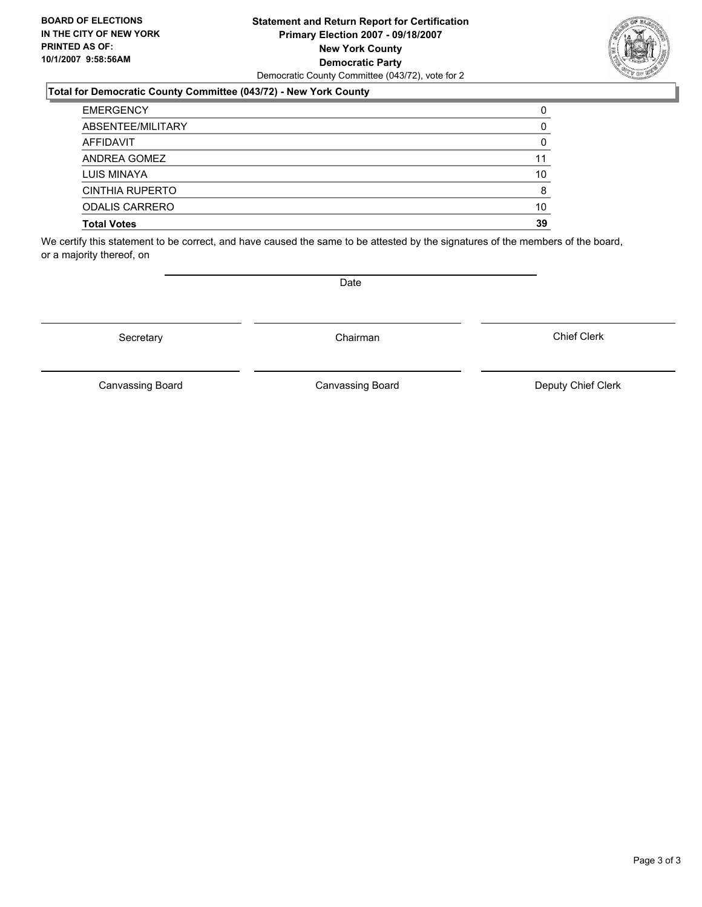**BOARD OF ELECTIONS IN THE CITY OF NEW YORK PRINTED AS OF: 10/1/2007 9:58:56AM**

**Statement and Return Report for Certification**
**Primary Election 2007 - 09/18/2007**
**New York County**
**Democratic Party**
Democratic County Committee (043/72), vote for 2

### Total for Democratic County Committee (043/72) - New York County

| | |
|---|---|
| EMERGENCY | 0 |
| ABSENTEE/MILITARY | 0 |
| AFFIDAVIT | 0 |
| ANDREA GOMEZ | 11 |
| LUIS MINAYA | 10 |
| CINTHIA RUPERTO | 8 |
| ODALIS CARRERO | 10 |
| **Total Votes** | **39** |

We certify this statement to be correct, and have caused the same to be attested by the signatures of the members of the board, or a majority thereof, on

Date

Secretary | Chairman | Chief Clerk

Canvassing Board | Canvassing Board | Deputy Chief Clerk